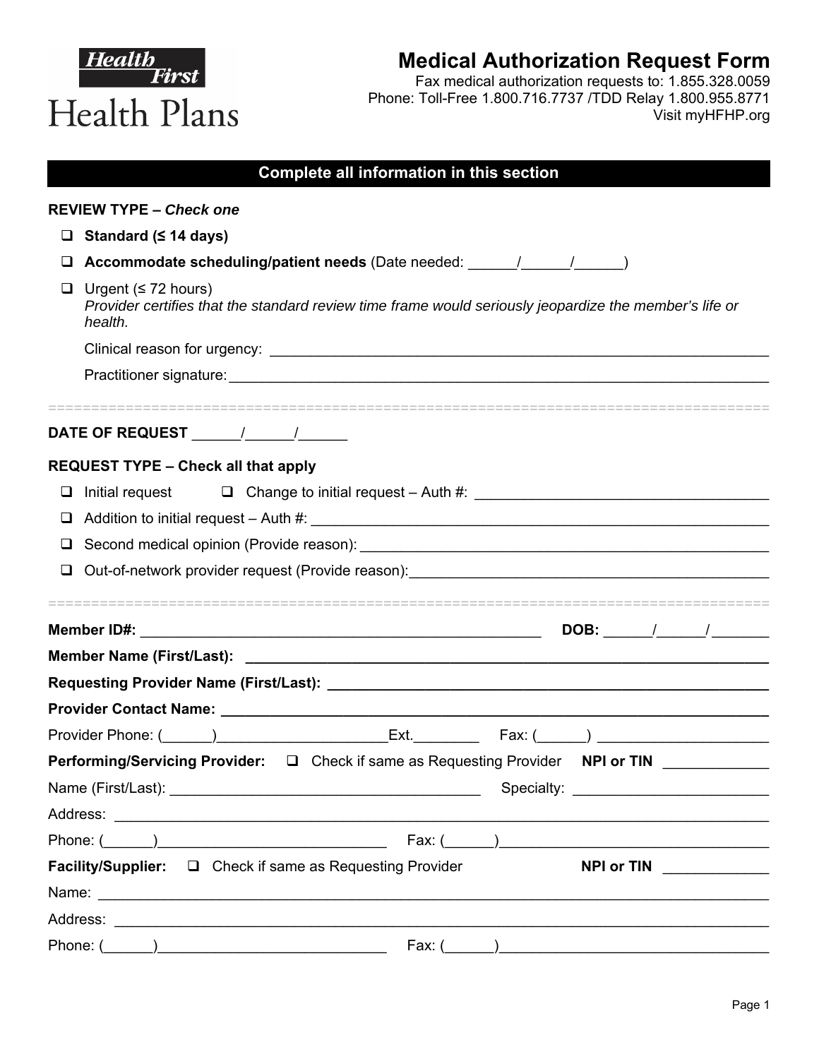Health First

Health Plans

# Medical Authorization Request Form

Fax medical authorization requests to: 1.855.328.0059
Phone: Toll-Free 1.800.716.7737 /TDD Relay 1.800.955.8771
Visit myHFHP.org

## Complete all information in this section

**REVIEW TYPE –** ***Check one***

- ☐ **Standard (≤ 14 days)**
- ☐ **Accommodate scheduling/patient needs** (Date needed: ______/______/______)
- ☐ Urgent (≤ 72 hours)
  *Provider certifies that the standard review time frame would seriously jeopardize the member's life or health.*

  Clinical reason for urgency: ____________________________________________________________

  Practitioner signature: ________________________________________________________________

====================================================================================

**DATE OF REQUEST** ______/______/______

**REQUEST TYPE – Check all that apply**

- ☐ Initial request ☐ Change to initial request – Auth #: ___________________________________
- ☐ Addition to initial request – Auth #: __________________________________________________
- ☐ Second medical opinion (Provide reason): _____________________________________________
- ☐ Out-of-network provider request (Provide reason): _____________________________________

====================================================================================

**Member ID#:** _______________________________________________ **DOB:** ______/______/_______

**Member Name (First/Last):** ___________________________________________________________

**Requesting Provider Name (First/Last):** _______________________________________________

**Provider Contact Name:** _______________________________________________________________

Provider Phone: (______)____________________Ext.________ Fax: (______) _____________________

**Performing/Servicing Provider:** ☐ Check if same as Requesting Provider **NPI or TIN** ____________

Name (First/Last): _____________________________________ Specialty: _______________________

Address: ______________________________________________________________________________

Phone: (______)___________________________ Fax: (______)_________________________________

**Facility/Supplier:** ☐ Check if same as Requesting Provider **NPI or TIN** ____________

Name: _________________________________________________________________________________

Address: ______________________________________________________________________________

Phone: (______)___________________________ Fax: (______)_________________________________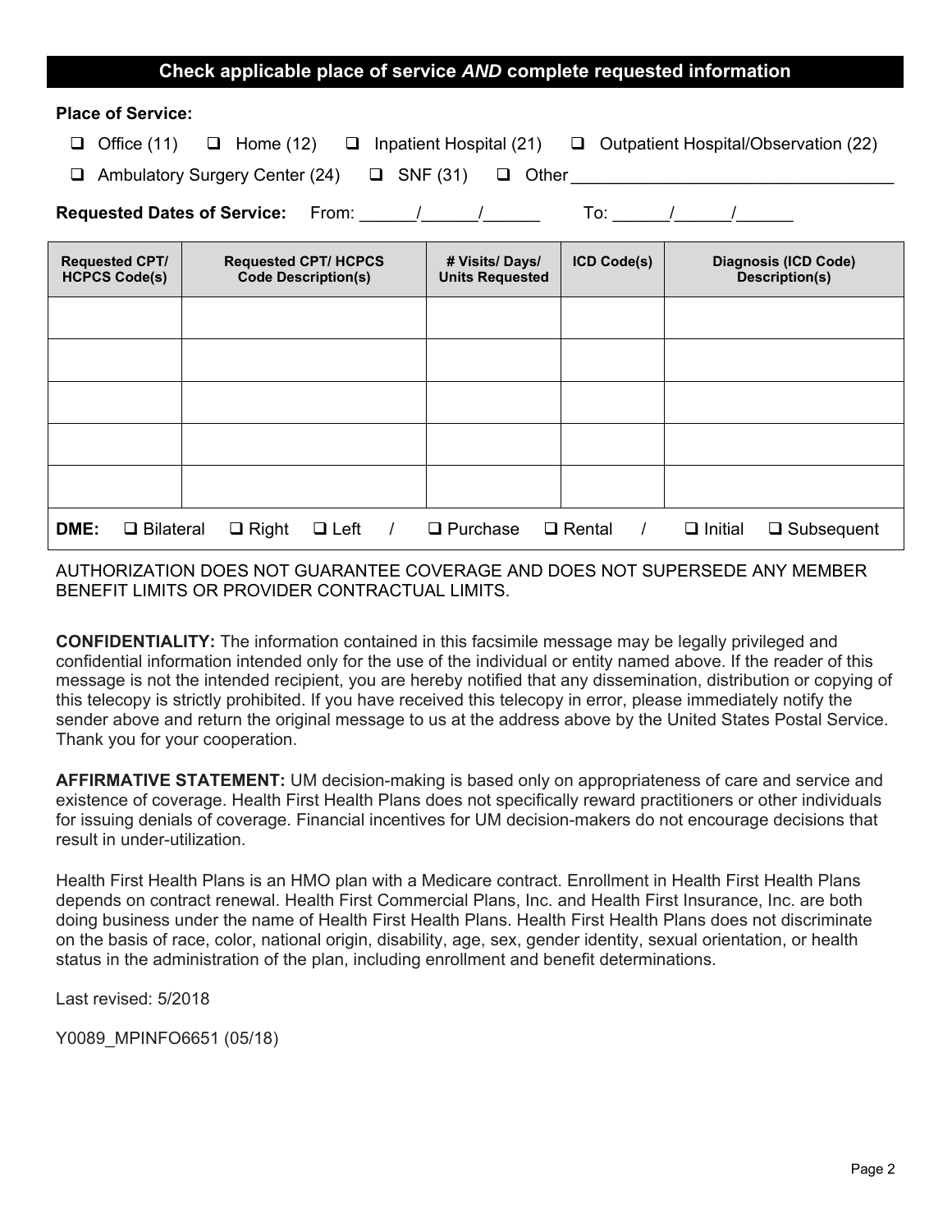## Check applicable place of service *AND* complete requested information

**Place of Service:**

❑ Office (11) ❑ Home (12) ❑ Inpatient Hospital (21) ❑ Outpatient Hospital/Observation (22)

❑ Ambulatory Surgery Center (24) ❑ SNF (31) ❑ Other ___________________________________

**Requested Dates of Service:** From: ______/______/______ To: ______/______/______

| Requested CPT/ HCPCS Code(s) | Requested CPT/ HCPCS Code Description(s) | # Visits/ Days/ Units Requested | ICD Code(s) | Diagnosis (ICD Code) Description(s) |
|---|---|---|---|---|
| | | | | |
| | | | | |
| | | | | |
| | | | | |
| | | | | |
| **DME:** ❑ Bilateral ❑ Right ❑ Left / | | ❑ Purchase ❑ Rental / | | ❑ Initial ❑ Subsequent |

AUTHORIZATION DOES NOT GUARANTEE COVERAGE AND DOES NOT SUPERSEDE ANY MEMBER BENEFIT LIMITS OR PROVIDER CONTRACTUAL LIMITS.

**CONFIDENTIALITY:** The information contained in this facsimile message may be legally privileged and confidential information intended only for the use of the individual or entity named above. If the reader of this message is not the intended recipient, you are hereby notified that any dissemination, distribution or copying of this telecopy is strictly prohibited. If you have received this telecopy in error, please immediately notify the sender above and return the original message to us at the address above by the United States Postal Service. Thank you for your cooperation.

**AFFIRMATIVE STATEMENT:** UM decision-making is based only on appropriateness of care and service and existence of coverage. Health First Health Plans does not specifically reward practitioners or other individuals for issuing denials of coverage. Financial incentives for UM decision-makers do not encourage decisions that result in under-utilization.

Health First Health Plans is an HMO plan with a Medicare contract. Enrollment in Health First Health Plans depends on contract renewal. Health First Commercial Plans, Inc. and Health First Insurance, Inc. are both doing business under the name of Health First Health Plans. Health First Health Plans does not discriminate on the basis of race, color, national origin, disability, age, sex, gender identity, sexual orientation, or health status in the administration of the plan, including enrollment and benefit determinations.

Last revised: 5/2018

Y0089_MPINFO6651 (05/18)